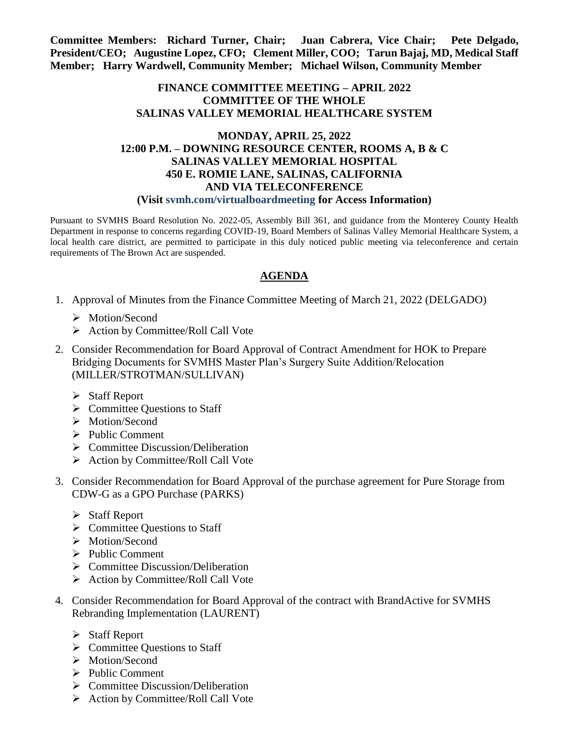**Committee Members: Richard Turner, Chair; Juan Cabrera, Vice Chair; Pete Delgado, President/CEO; Augustine Lopez, CFO; Clement Miller, COO; Tarun Bajaj, MD, Medical Staff Member; Harry Wardwell, Community Member; Michael Wilson, Community Member**

# FINANCE COMMITTEE MEETING – APRIL 2022
## COMMITTEE OF THE WHOLE
## SALINAS VALLEY MEMORIAL HEALTHCARE SYSTEM

**MONDAY, APRIL 25, 2022**
**12:00 P.M. – DOWNING RESOURCE CENTER, ROOMS A, B & C**
**SALINAS VALLEY MEMORIAL HOSPITAL**
**450 E. ROMIE LANE, SALINAS, CALIFORNIA**
**AND VIA TELECONFERENCE**
**(Visit svmh.com/virtualboardmeeting for Access Information)**

Pursuant to SVMHS Board Resolution No. 2022-05, Assembly Bill 361, and guidance from the Monterey County Health Department in response to concerns regarding COVID-19, Board Members of Salinas Valley Memorial Healthcare System, a local health care district, are permitted to participate in this duly noticed public meeting via teleconference and certain requirements of The Brown Act are suspended.

## AGENDA

1. Approval of Minutes from the Finance Committee Meeting of March 21, 2022 (DELGADO)
   - Motion/Second
   - Action by Committee/Roll Call Vote

2. Consider Recommendation for Board Approval of Contract Amendment for HOK to Prepare Bridging Documents for SVMHS Master Plan's Surgery Suite Addition/Relocation (MILLER/STROTMAN/SULLIVAN)
   - Staff Report
   - Committee Questions to Staff
   - Motion/Second
   - Public Comment
   - Committee Discussion/Deliberation
   - Action by Committee/Roll Call Vote

3. Consider Recommendation for Board Approval of the purchase agreement for Pure Storage from CDW-G as a GPO Purchase (PARKS)
   - Staff Report
   - Committee Questions to Staff
   - Motion/Second
   - Public Comment
   - Committee Discussion/Deliberation
   - Action by Committee/Roll Call Vote

4. Consider Recommendation for Board Approval of the contract with BrandActive for SVMHS Rebranding Implementation (LAURENT)
   - Staff Report
   - Committee Questions to Staff
   - Motion/Second
   - Public Comment
   - Committee Discussion/Deliberation
   - Action by Committee/Roll Call Vote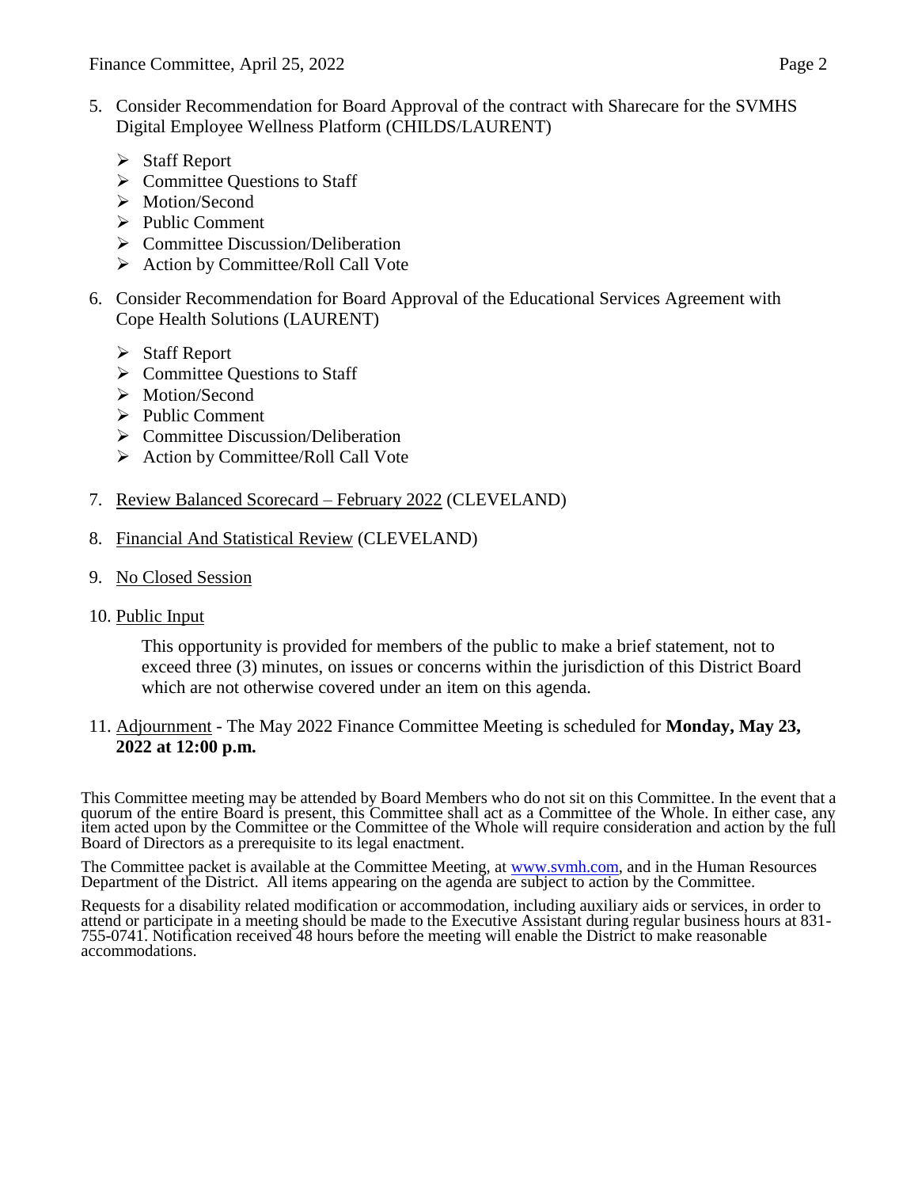5. Consider Recommendation for Board Approval of the contract with Sharecare for the SVMHS Digital Employee Wellness Platform (CHILDS/LAURENT)

   - Staff Report
   - Committee Questions to Staff
   - Motion/Second
   - Public Comment
   - Committee Discussion/Deliberation
   - Action by Committee/Roll Call Vote

6. Consider Recommendation for Board Approval of the Educational Services Agreement with Cope Health Solutions (LAURENT)

   - Staff Report
   - Committee Questions to Staff
   - Motion/Second
   - Public Comment
   - Committee Discussion/Deliberation
   - Action by Committee/Roll Call Vote

7. <u>Review Balanced Scorecard – February 2022</u> (CLEVELAND)

8. <u>Financial And Statistical Review</u> (CLEVELAND)

9. <u>No Closed Session</u>

10. <u>Public Input</u>

    This opportunity is provided for members of the public to make a brief statement, not to exceed three (3) minutes, on issues or concerns within the jurisdiction of this District Board which are not otherwise covered under an item on this agenda.

11. <u>Adjournment</u> - The May 2022 Finance Committee Meeting is scheduled for **Monday, May 23, 2022 at 12:00 p.m.**

This Committee meeting may be attended by Board Members who do not sit on this Committee. In the event that a quorum of the entire Board is present, this Committee shall act as a Committee of the Whole. In either case, any item acted upon by the Committee or the Committee of the Whole will require consideration and action by the full Board of Directors as a prerequisite to its legal enactment.

The Committee packet is available at the Committee Meeting, at [www.svmh.com](http://www.svmh.com), and in the Human Resources Department of the District. All items appearing on the agenda are subject to action by the Committee.

Requests for a disability related modification or accommodation, including auxiliary aids or services, in order to attend or participate in a meeting should be made to the Executive Assistant during regular business hours at 831-755-0741. Notification received 48 hours before the meeting will enable the District to make reasonable accommodations.